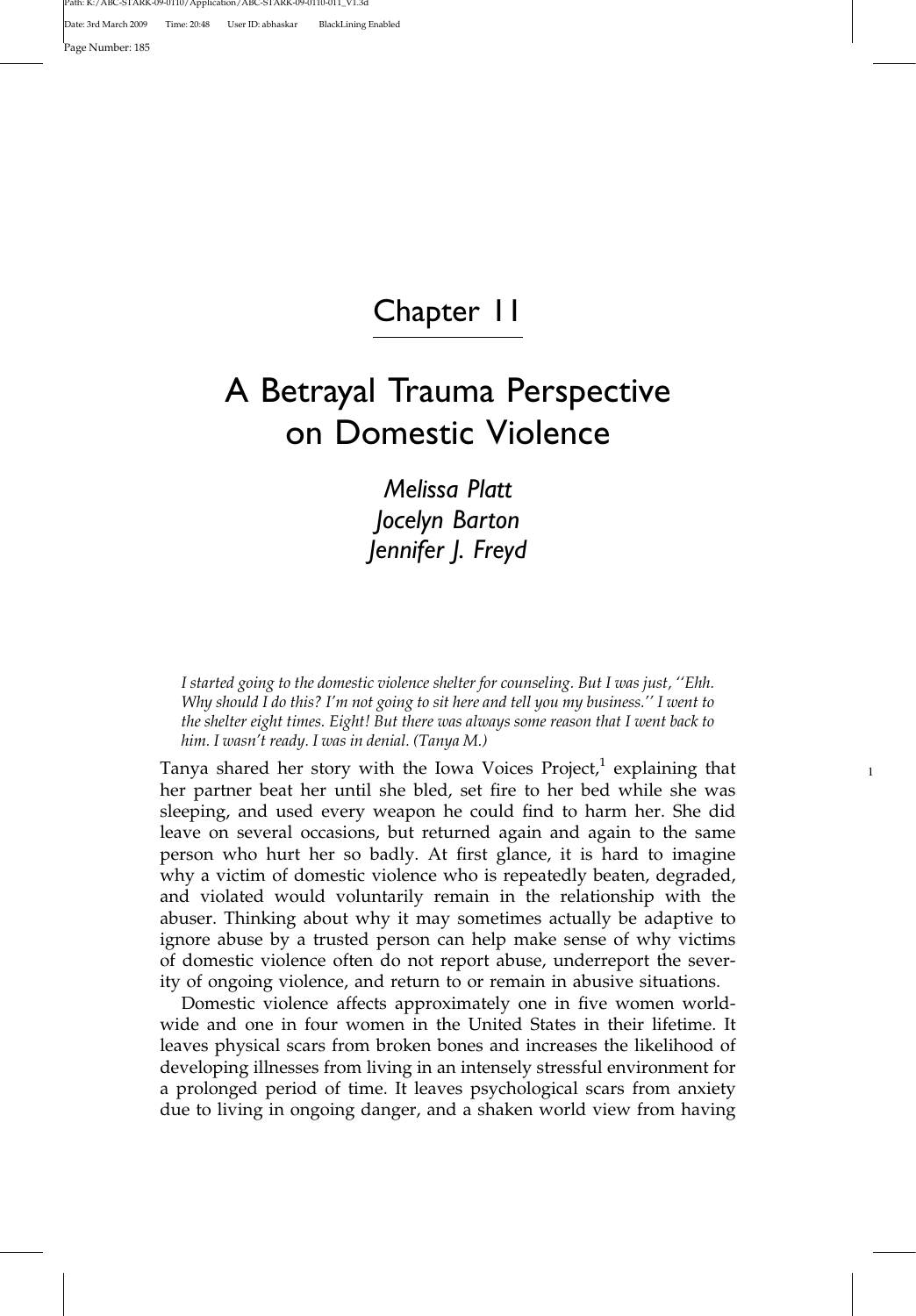# Chapter 11

# A Betrayal Trauma Perspective on Domestic Violence

*Melissa Platt*
*Jocelyn Barton*
*Jennifer J. Freyd*

*I started going to the domestic violence shelter for counseling. But I was just, ''Ehh. Why should I do this? I'm not going to sit here and tell you my business.'' I went to the shelter eight times. Eight! But there was always some reason that I went back to him. I wasn't ready. I was in denial. (Tanya M.)*

Tanya shared her story with the Iowa Voices Project,[1] explaining that her partner beat her until she bled, set fire to her bed while she was sleeping, and used every weapon he could find to harm her. She did leave on several occasions, but returned again and again to the same person who hurt her so badly. At first glance, it is hard to imagine why a victim of domestic violence who is repeatedly beaten, degraded, and violated would voluntarily remain in the relationship with the abuser. Thinking about why it may sometimes actually be adaptive to ignore abuse by a trusted person can help make sense of why victims of domestic violence often do not report abuse, underreport the severity of ongoing violence, and return to or remain in abusive situations.

Domestic violence affects approximately one in five women worldwide and one in four women in the United States in their lifetime. It leaves physical scars from broken bones and increases the likelihood of developing illnesses from living in an intensely stressful environment for a prolonged period of time. It leaves psychological scars from anxiety due to living in ongoing danger, and a shaken world view from having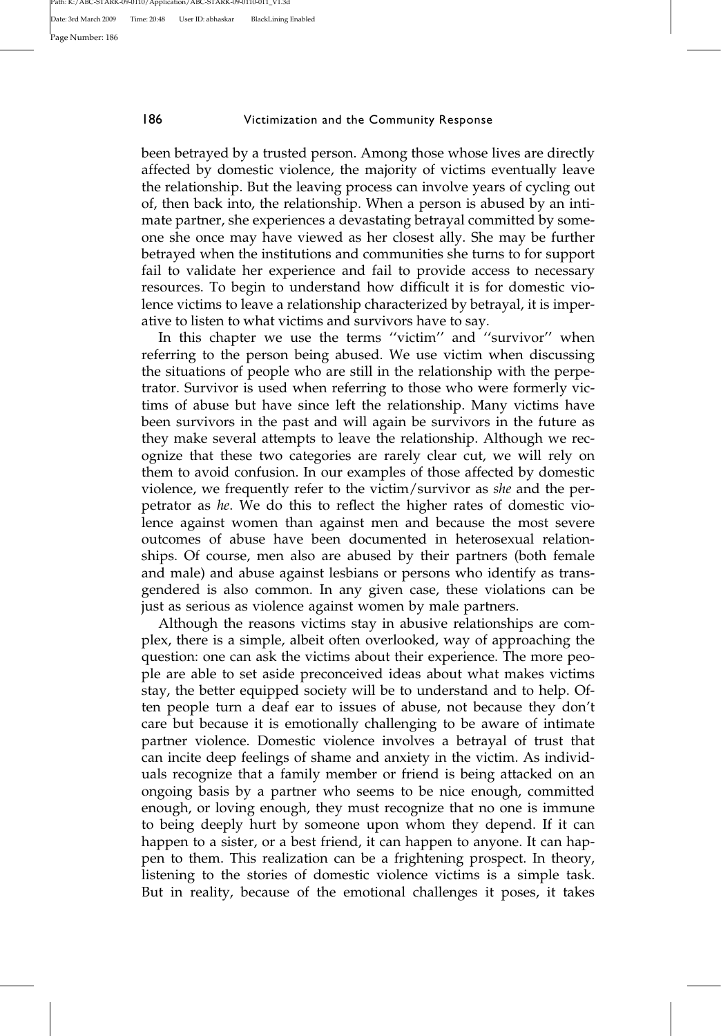been betrayed by a trusted person. Among those whose lives are directly affected by domestic violence, the majority of victims eventually leave the relationship. But the leaving process can involve years of cycling out of, then back into, the relationship. When a person is abused by an intimate partner, she experiences a devastating betrayal committed by someone she once may have viewed as her closest ally. She may be further betrayed when the institutions and communities she turns to for support fail to validate her experience and fail to provide access to necessary resources. To begin to understand how difficult it is for domestic violence victims to leave a relationship characterized by betrayal, it is imperative to listen to what victims and survivors have to say.

In this chapter we use the terms ''victim'' and ''survivor'' when referring to the person being abused. We use victim when discussing the situations of people who are still in the relationship with the perpetrator. Survivor is used when referring to those who were formerly victims of abuse but have since left the relationship. Many victims have been survivors in the past and will again be survivors in the future as they make several attempts to leave the relationship. Although we recognize that these two categories are rarely clear cut, we will rely on them to avoid confusion. In our examples of those affected by domestic violence, we frequently refer to the victim/survivor as *she* and the perpetrator as *he*. We do this to reflect the higher rates of domestic violence against women than against men and because the most severe outcomes of abuse have been documented in heterosexual relationships. Of course, men also are abused by their partners (both female and male) and abuse against lesbians or persons who identify as transgendered is also common. In any given case, these violations can be just as serious as violence against women by male partners.

Although the reasons victims stay in abusive relationships are complex, there is a simple, albeit often overlooked, way of approaching the question: one can ask the victims about their experience. The more people are able to set aside preconceived ideas about what makes victims stay, the better equipped society will be to understand and to help. Often people turn a deaf ear to issues of abuse, not because they don't care but because it is emotionally challenging to be aware of intimate partner violence. Domestic violence involves a betrayal of trust that can incite deep feelings of shame and anxiety in the victim. As individuals recognize that a family member or friend is being attacked on an ongoing basis by a partner who seems to be nice enough, committed enough, or loving enough, they must recognize that no one is immune to being deeply hurt by someone upon whom they depend. If it can happen to a sister, or a best friend, it can happen to anyone. It can happen to them. This realization can be a frightening prospect. In theory, listening to the stories of domestic violence victims is a simple task. But in reality, because of the emotional challenges it poses, it takes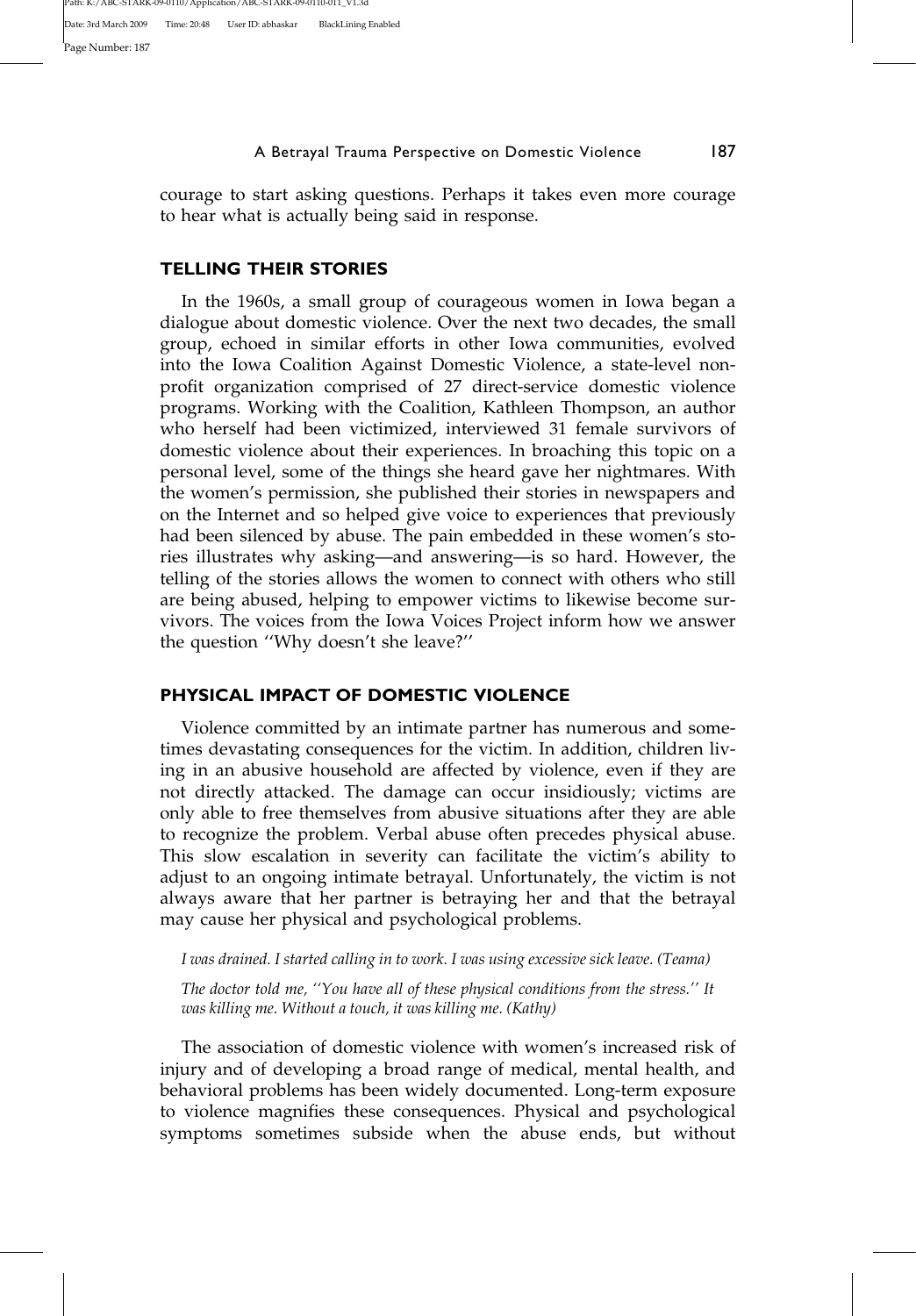courage to start asking questions. Perhaps it takes even more courage to hear what is actually being said in response.

## TELLING THEIR STORIES

In the 1960s, a small group of courageous women in Iowa began a dialogue about domestic violence. Over the next two decades, the small group, echoed in similar efforts in other Iowa communities, evolved into the Iowa Coalition Against Domestic Violence, a state-level nonprofit organization comprised of 27 direct-service domestic violence programs. Working with the Coalition, Kathleen Thompson, an author who herself had been victimized, interviewed 31 female survivors of domestic violence about their experiences. In broaching this topic on a personal level, some of the things she heard gave her nightmares. With the women's permission, she published their stories in newspapers and on the Internet and so helped give voice to experiences that previously had been silenced by abuse. The pain embedded in these women's stories illustrates why asking—and answering—is so hard. However, the telling of the stories allows the women to connect with others who still are being abused, helping to empower victims to likewise become survivors. The voices from the Iowa Voices Project inform how we answer the question ''Why doesn't she leave?''

## PHYSICAL IMPACT OF DOMESTIC VIOLENCE

Violence committed by an intimate partner has numerous and sometimes devastating consequences for the victim. In addition, children living in an abusive household are affected by violence, even if they are not directly attacked. The damage can occur insidiously; victims are only able to free themselves from abusive situations after they are able to recognize the problem. Verbal abuse often precedes physical abuse. This slow escalation in severity can facilitate the victim's ability to adjust to an ongoing intimate betrayal. Unfortunately, the victim is not always aware that her partner is betraying her and that the betrayal may cause her physical and psychological problems.

*I was drained. I started calling in to work. I was using excessive sick leave. (Teama)*

*The doctor told me, ''You have all of these physical conditions from the stress.'' It was killing me. Without a touch, it was killing me. (Kathy)*

The association of domestic violence with women's increased risk of injury and of developing a broad range of medical, mental health, and behavioral problems has been widely documented. Long-term exposure to violence magnifies these consequences. Physical and psychological symptoms sometimes subside when the abuse ends, but without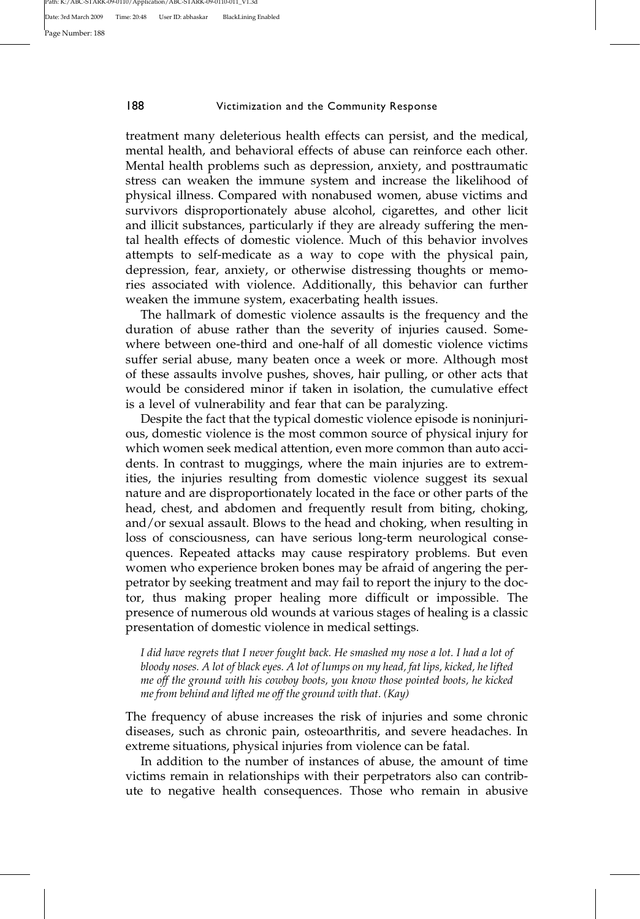treatment many deleterious health effects can persist, and the medical, mental health, and behavioral effects of abuse can reinforce each other. Mental health problems such as depression, anxiety, and posttraumatic stress can weaken the immune system and increase the likelihood of physical illness. Compared with nonabused women, abuse victims and survivors disproportionately abuse alcohol, cigarettes, and other licit and illicit substances, particularly if they are already suffering the mental health effects of domestic violence. Much of this behavior involves attempts to self-medicate as a way to cope with the physical pain, depression, fear, anxiety, or otherwise distressing thoughts or memories associated with violence. Additionally, this behavior can further weaken the immune system, exacerbating health issues.

The hallmark of domestic violence assaults is the frequency and the duration of abuse rather than the severity of injuries caused. Somewhere between one-third and one-half of all domestic violence victims suffer serial abuse, many beaten once a week or more. Although most of these assaults involve pushes, shoves, hair pulling, or other acts that would be considered minor if taken in isolation, the cumulative effect is a level of vulnerability and fear that can be paralyzing.

Despite the fact that the typical domestic violence episode is noninjurious, domestic violence is the most common source of physical injury for which women seek medical attention, even more common than auto accidents. In contrast to muggings, where the main injuries are to extremities, the injuries resulting from domestic violence suggest its sexual nature and are disproportionately located in the face or other parts of the head, chest, and abdomen and frequently result from biting, choking, and/or sexual assault. Blows to the head and choking, when resulting in loss of consciousness, can have serious long-term neurological consequences. Repeated attacks may cause respiratory problems. But even women who experience broken bones may be afraid of angering the perpetrator by seeking treatment and may fail to report the injury to the doctor, thus making proper healing more difficult or impossible. The presence of numerous old wounds at various stages of healing is a classic presentation of domestic violence in medical settings.

> *I did have regrets that I never fought back. He smashed my nose a lot. I had a lot of bloody noses. A lot of black eyes. A lot of lumps on my head, fat lips, kicked, he lifted me off the ground with his cowboy boots, you know those pointed boots, he kicked me from behind and lifted me off the ground with that. (Kay)*

The frequency of abuse increases the risk of injuries and some chronic diseases, such as chronic pain, osteoarthritis, and severe headaches. In extreme situations, physical injuries from violence can be fatal.

In addition to the number of instances of abuse, the amount of time victims remain in relationships with their perpetrators also can contribute to negative health consequences. Those who remain in abusive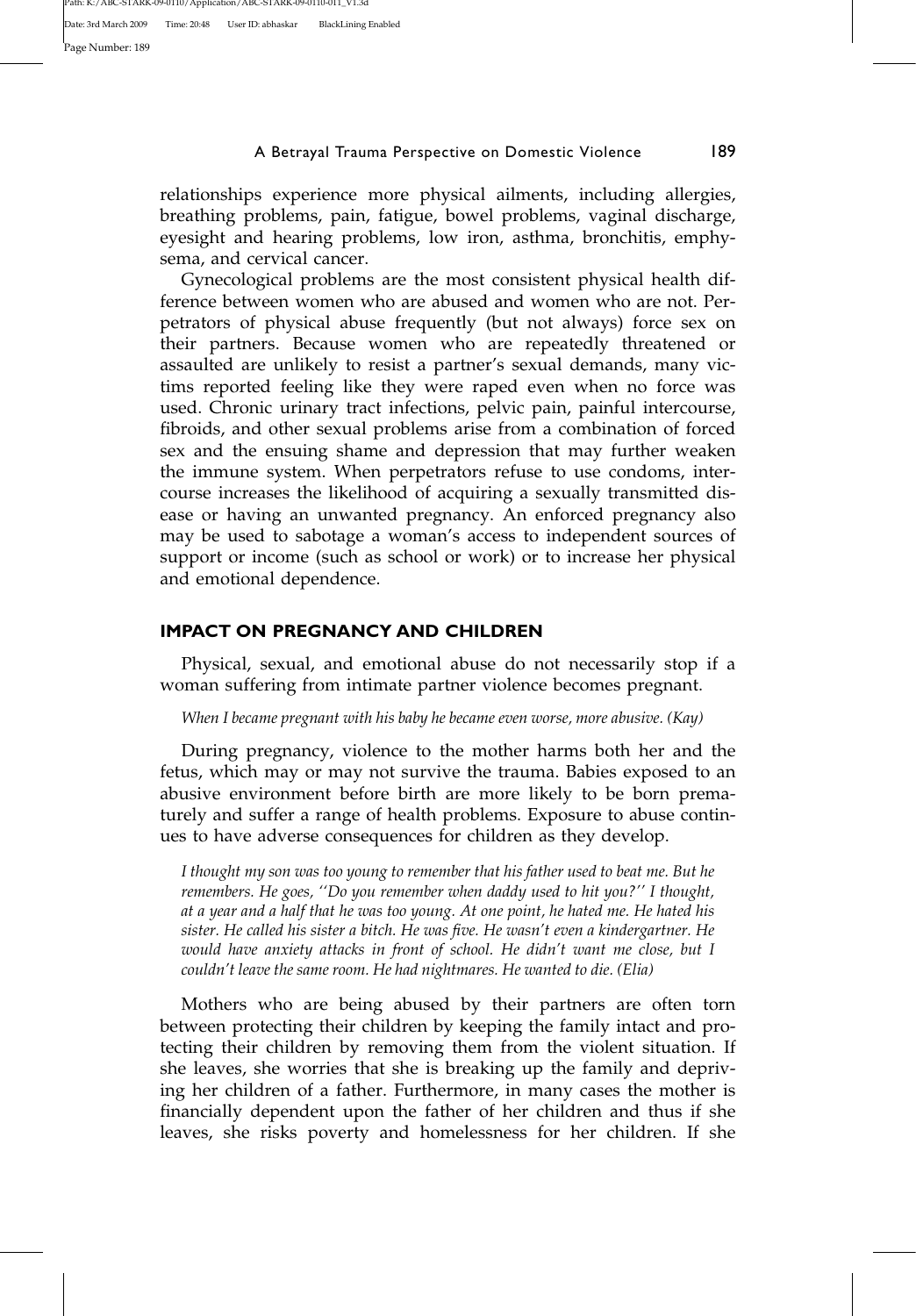relationships experience more physical ailments, including allergies, breathing problems, pain, fatigue, bowel problems, vaginal discharge, eyesight and hearing problems, low iron, asthma, bronchitis, emphysema, and cervical cancer.

Gynecological problems are the most consistent physical health difference between women who are abused and women who are not. Perpetrators of physical abuse frequently (but not always) force sex on their partners. Because women who are repeatedly threatened or assaulted are unlikely to resist a partner's sexual demands, many victims reported feeling like they were raped even when no force was used. Chronic urinary tract infections, pelvic pain, painful intercourse, fibroids, and other sexual problems arise from a combination of forced sex and the ensuing shame and depression that may further weaken the immune system. When perpetrators refuse to use condoms, intercourse increases the likelihood of acquiring a sexually transmitted disease or having an unwanted pregnancy. An enforced pregnancy also may be used to sabotage a woman's access to independent sources of support or income (such as school or work) or to increase her physical and emotional dependence.

## IMPACT ON PREGNANCY AND CHILDREN

Physical, sexual, and emotional abuse do not necessarily stop if a woman suffering from intimate partner violence becomes pregnant.

*When I became pregnant with his baby he became even worse, more abusive. (Kay)*

During pregnancy, violence to the mother harms both her and the fetus, which may or may not survive the trauma. Babies exposed to an abusive environment before birth are more likely to be born prematurely and suffer a range of health problems. Exposure to abuse continues to have adverse consequences for children as they develop.

*I thought my son was too young to remember that his father used to beat me. But he remembers. He goes, ''Do you remember when daddy used to hit you?'' I thought, at a year and a half that he was too young. At one point, he hated me. He hated his sister. He called his sister a bitch. He was five. He wasn't even a kindergartner. He would have anxiety attacks in front of school. He didn't want me close, but I couldn't leave the same room. He had nightmares. He wanted to die. (Elia)*

Mothers who are being abused by their partners are often torn between protecting their children by keeping the family intact and protecting their children by removing them from the violent situation. If she leaves, she worries that she is breaking up the family and depriving her children of a father. Furthermore, in many cases the mother is financially dependent upon the father of her children and thus if she leaves, she risks poverty and homelessness for her children. If she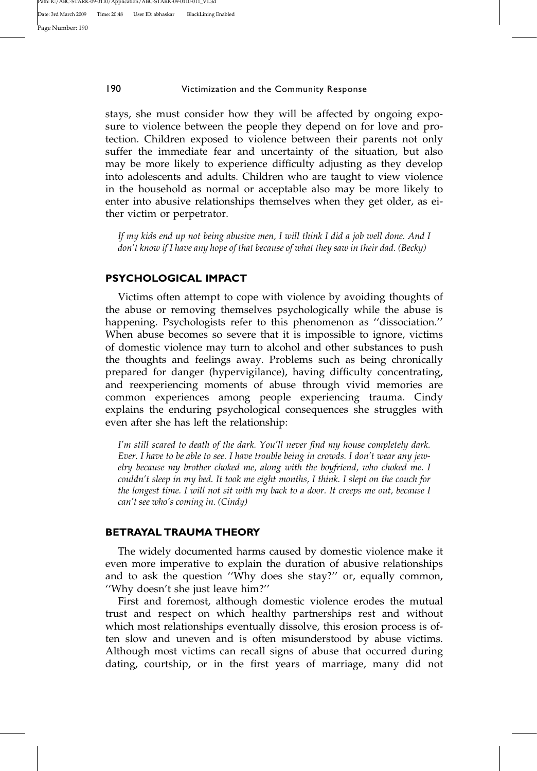stays, she must consider how they will be affected by ongoing exposure to violence between the people they depend on for love and protection. Children exposed to violence between their parents not only suffer the immediate fear and uncertainty of the situation, but also may be more likely to experience difficulty adjusting as they develop into adolescents and adults. Children who are taught to view violence in the household as normal or acceptable also may be more likely to enter into abusive relationships themselves when they get older, as either victim or perpetrator.

*If my kids end up not being abusive men, I will think I did a job well done. And I don't know if I have any hope of that because of what they saw in their dad. (Becky)*

## PSYCHOLOGICAL IMPACT

Victims often attempt to cope with violence by avoiding thoughts of the abuse or removing themselves psychologically while the abuse is happening. Psychologists refer to this phenomenon as ''dissociation.'' When abuse becomes so severe that it is impossible to ignore, victims of domestic violence may turn to alcohol and other substances to push the thoughts and feelings away. Problems such as being chronically prepared for danger (hypervigilance), having difficulty concentrating, and reexperiencing moments of abuse through vivid memories are common experiences among people experiencing trauma. Cindy explains the enduring psychological consequences she struggles with even after she has left the relationship:

*I'm still scared to death of the dark. You'll never find my house completely dark. Ever. I have to be able to see. I have trouble being in crowds. I don't wear any jewelry because my brother choked me, along with the boyfriend, who choked me. I couldn't sleep in my bed. It took me eight months, I think. I slept on the couch for the longest time. I will not sit with my back to a door. It creeps me out, because I can't see who's coming in. (Cindy)*

## BETRAYAL TRAUMA THEORY

The widely documented harms caused by domestic violence make it even more imperative to explain the duration of abusive relationships and to ask the question ''Why does she stay?'' or, equally common, ''Why doesn't she just leave him?''

First and foremost, although domestic violence erodes the mutual trust and respect on which healthy partnerships rest and without which most relationships eventually dissolve, this erosion process is often slow and uneven and is often misunderstood by abuse victims. Although most victims can recall signs of abuse that occurred during dating, courtship, or in the first years of marriage, many did not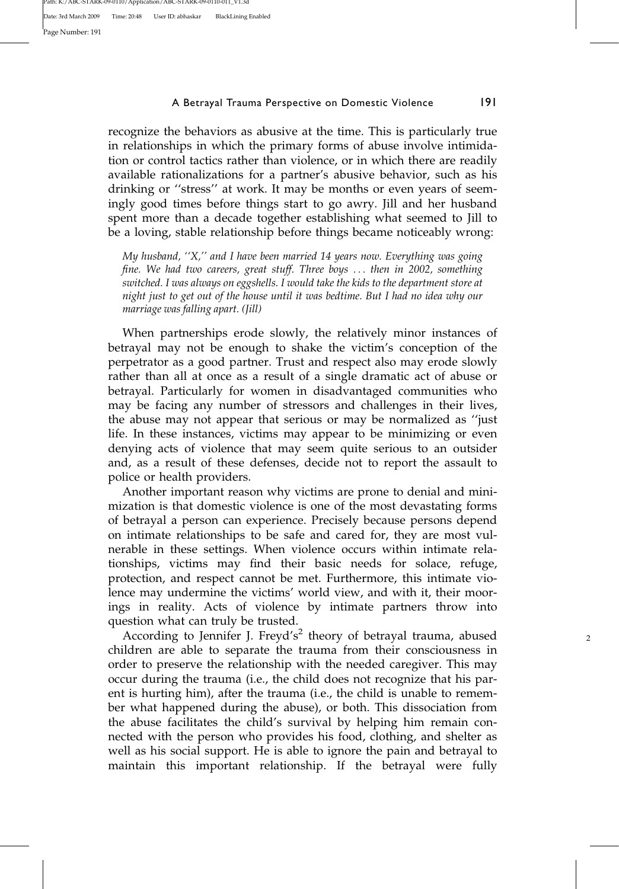recognize the behaviors as abusive at the time. This is particularly true in relationships in which the primary forms of abuse involve intimidation or control tactics rather than violence, or in which there are readily available rationalizations for a partner's abusive behavior, such as his drinking or ''stress'' at work. It may be months or even years of seemingly good times before things start to go awry. Jill and her husband spent more than a decade together establishing what seemed to Jill to be a loving, stable relationship before things became noticeably wrong:

> *My husband, ''X,'' and I have been married 14 years now. Everything was going fine. We had two careers, great stuff. Three boys . . . then in 2002, something switched. I was always on eggshells. I would take the kids to the department store at night just to get out of the house until it was bedtime. But I had no idea why our marriage was falling apart. (Jill)*

When partnerships erode slowly, the relatively minor instances of betrayal may not be enough to shake the victim's conception of the perpetrator as a good partner. Trust and respect also may erode slowly rather than all at once as a result of a single dramatic act of abuse or betrayal. Particularly for women in disadvantaged communities who may be facing any number of stressors and challenges in their lives, the abuse may not appear that serious or may be normalized as ''just life. In these instances, victims may appear to be minimizing or even denying acts of violence that may seem quite serious to an outsider and, as a result of these defenses, decide not to report the assault to police or health providers.

Another important reason why victims are prone to denial and minimization is that domestic violence is one of the most devastating forms of betrayal a person can experience. Precisely because persons depend on intimate relationships to be safe and cared for, they are most vulnerable in these settings. When violence occurs within intimate relationships, victims may find their basic needs for solace, refuge, protection, and respect cannot be met. Furthermore, this intimate violence may undermine the victims' world view, and with it, their moorings in reality. Acts of violence by intimate partners throw into question what can truly be trusted.

According to Jennifer J. Freyd's[2] theory of betrayal trauma, abused children are able to separate the trauma from their consciousness in order to preserve the relationship with the needed caregiver. This may occur during the trauma (i.e., the child does not recognize that his parent is hurting him), after the trauma (i.e., the child is unable to remember what happened during the abuse), or both. This dissociation from the abuse facilitates the child's survival by helping him remain connected with the person who provides his food, clothing, and shelter as well as his social support. He is able to ignore the pain and betrayal to maintain this important relationship. If the betrayal were fully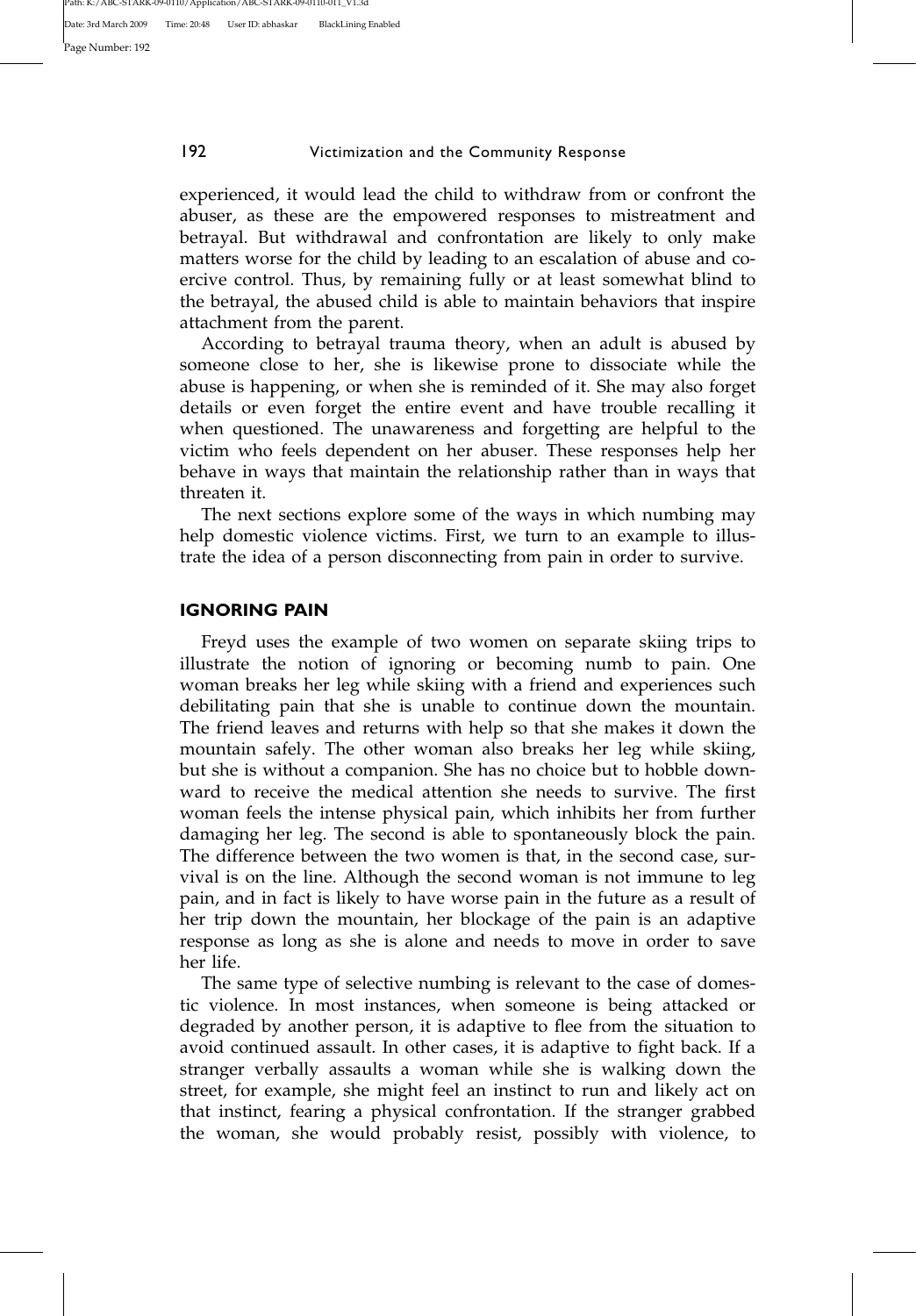experienced, it would lead the child to withdraw from or confront the abuser, as these are the empowered responses to mistreatment and betrayal. But withdrawal and confrontation are likely to only make matters worse for the child by leading to an escalation of abuse and coercive control. Thus, by remaining fully or at least somewhat blind to the betrayal, the abused child is able to maintain behaviors that inspire attachment from the parent.

According to betrayal trauma theory, when an adult is abused by someone close to her, she is likewise prone to dissociate while the abuse is happening, or when she is reminded of it. She may also forget details or even forget the entire event and have trouble recalling it when questioned. The unawareness and forgetting are helpful to the victim who feels dependent on her abuser. These responses help her behave in ways that maintain the relationship rather than in ways that threaten it.

The next sections explore some of the ways in which numbing may help domestic violence victims. First, we turn to an example to illustrate the idea of a person disconnecting from pain in order to survive.

## IGNORING PAIN

Freyd uses the example of two women on separate skiing trips to illustrate the notion of ignoring or becoming numb to pain. One woman breaks her leg while skiing with a friend and experiences such debilitating pain that she is unable to continue down the mountain. The friend leaves and returns with help so that she makes it down the mountain safely. The other woman also breaks her leg while skiing, but she is without a companion. She has no choice but to hobble downward to receive the medical attention she needs to survive. The first woman feels the intense physical pain, which inhibits her from further damaging her leg. The second is able to spontaneously block the pain. The difference between the two women is that, in the second case, survival is on the line. Although the second woman is not immune to leg pain, and in fact is likely to have worse pain in the future as a result of her trip down the mountain, her blockage of the pain is an adaptive response as long as she is alone and needs to move in order to save her life.

The same type of selective numbing is relevant to the case of domestic violence. In most instances, when someone is being attacked or degraded by another person, it is adaptive to flee from the situation to avoid continued assault. In other cases, it is adaptive to fight back. If a stranger verbally assaults a woman while she is walking down the street, for example, she might feel an instinct to run and likely act on that instinct, fearing a physical confrontation. If the stranger grabbed the woman, she would probably resist, possibly with violence, to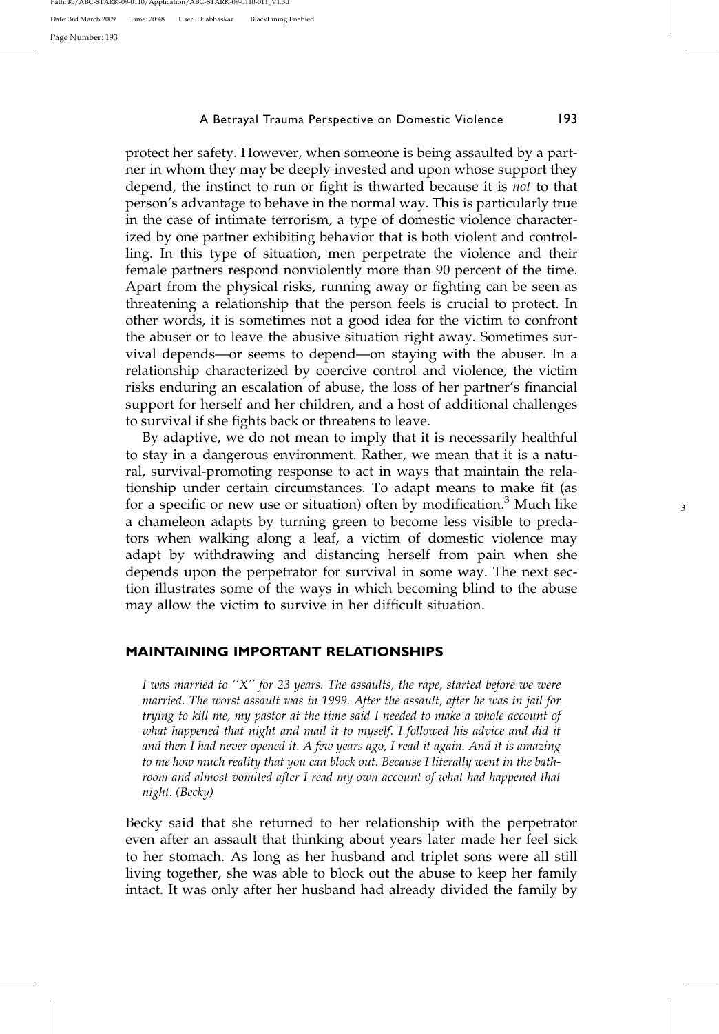protect her safety. However, when someone is being assaulted by a partner in whom they may be deeply invested and upon whose support they depend, the instinct to run or fight is thwarted because it is *not* to that person's advantage to behave in the normal way. This is particularly true in the case of intimate terrorism, a type of domestic violence characterized by one partner exhibiting behavior that is both violent and controlling. In this type of situation, men perpetrate the violence and their female partners respond nonviolently more than 90 percent of the time. Apart from the physical risks, running away or fighting can be seen as threatening a relationship that the person feels is crucial to protect. In other words, it is sometimes not a good idea for the victim to confront the abuser or to leave the abusive situation right away. Sometimes survival depends—or seems to depend—on staying with the abuser. In a relationship characterized by coercive control and violence, the victim risks enduring an escalation of abuse, the loss of her partner's financial support for herself and her children, and a host of additional challenges to survival if she fights back or threatens to leave.

By adaptive, we do not mean to imply that it is necessarily healthful to stay in a dangerous environment. Rather, we mean that it is a natural, survival-promoting response to act in ways that maintain the relationship under certain circumstances. To adapt means to make fit (as for a specific or new use or situation) often by modification.[3] Much like a chameleon adapts by turning green to become less visible to predators when walking along a leaf, a victim of domestic violence may adapt by withdrawing and distancing herself from pain when she depends upon the perpetrator for survival in some way. The next section illustrates some of the ways in which becoming blind to the abuse may allow the victim to survive in her difficult situation.

## MAINTAINING IMPORTANT RELATIONSHIPS

*I was married to ''X'' for 23 years. The assaults, the rape, started before we were married. The worst assault was in 1999. After the assault, after he was in jail for trying to kill me, my pastor at the time said I needed to make a whole account of what happened that night and mail it to myself. I followed his advice and did it and then I had never opened it. A few years ago, I read it again. And it is amazing to me how much reality that you can block out. Because I literally went in the bathroom and almost vomited after I read my own account of what had happened that night. (Becky)*

Becky said that she returned to her relationship with the perpetrator even after an assault that thinking about years later made her feel sick to her stomach. As long as her husband and triplet sons were all still living together, she was able to block out the abuse to keep her family intact. It was only after her husband had already divided the family by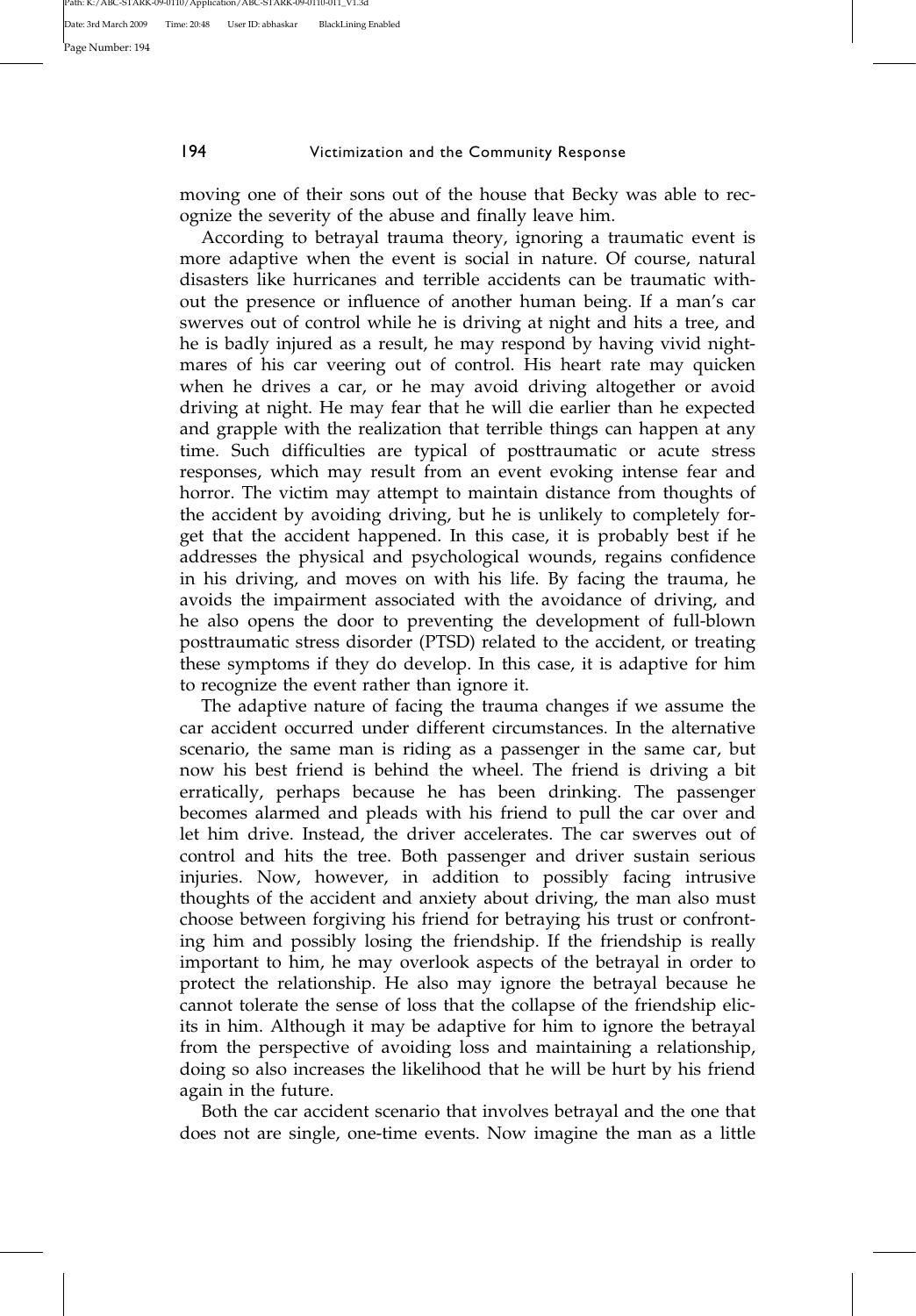moving one of their sons out of the house that Becky was able to recognize the severity of the abuse and finally leave him.

According to betrayal trauma theory, ignoring a traumatic event is more adaptive when the event is social in nature. Of course, natural disasters like hurricanes and terrible accidents can be traumatic without the presence or influence of another human being. If a man's car swerves out of control while he is driving at night and hits a tree, and he is badly injured as a result, he may respond by having vivid nightmares of his car veering out of control. His heart rate may quicken when he drives a car, or he may avoid driving altogether or avoid driving at night. He may fear that he will die earlier than he expected and grapple with the realization that terrible things can happen at any time. Such difficulties are typical of posttraumatic or acute stress responses, which may result from an event evoking intense fear and horror. The victim may attempt to maintain distance from thoughts of the accident by avoiding driving, but he is unlikely to completely forget that the accident happened. In this case, it is probably best if he addresses the physical and psychological wounds, regains confidence in his driving, and moves on with his life. By facing the trauma, he avoids the impairment associated with the avoidance of driving, and he also opens the door to preventing the development of full-blown posttraumatic stress disorder (PTSD) related to the accident, or treating these symptoms if they do develop. In this case, it is adaptive for him to recognize the event rather than ignore it.

The adaptive nature of facing the trauma changes if we assume the car accident occurred under different circumstances. In the alternative scenario, the same man is riding as a passenger in the same car, but now his best friend is behind the wheel. The friend is driving a bit erratically, perhaps because he has been drinking. The passenger becomes alarmed and pleads with his friend to pull the car over and let him drive. Instead, the driver accelerates. The car swerves out of control and hits the tree. Both passenger and driver sustain serious injuries. Now, however, in addition to possibly facing intrusive thoughts of the accident and anxiety about driving, the man also must choose between forgiving his friend for betraying his trust or confronting him and possibly losing the friendship. If the friendship is really important to him, he may overlook aspects of the betrayal in order to protect the relationship. He also may ignore the betrayal because he cannot tolerate the sense of loss that the collapse of the friendship elicits in him. Although it may be adaptive for him to ignore the betrayal from the perspective of avoiding loss and maintaining a relationship, doing so also increases the likelihood that he will be hurt by his friend again in the future.

Both the car accident scenario that involves betrayal and the one that does not are single, one-time events. Now imagine the man as a little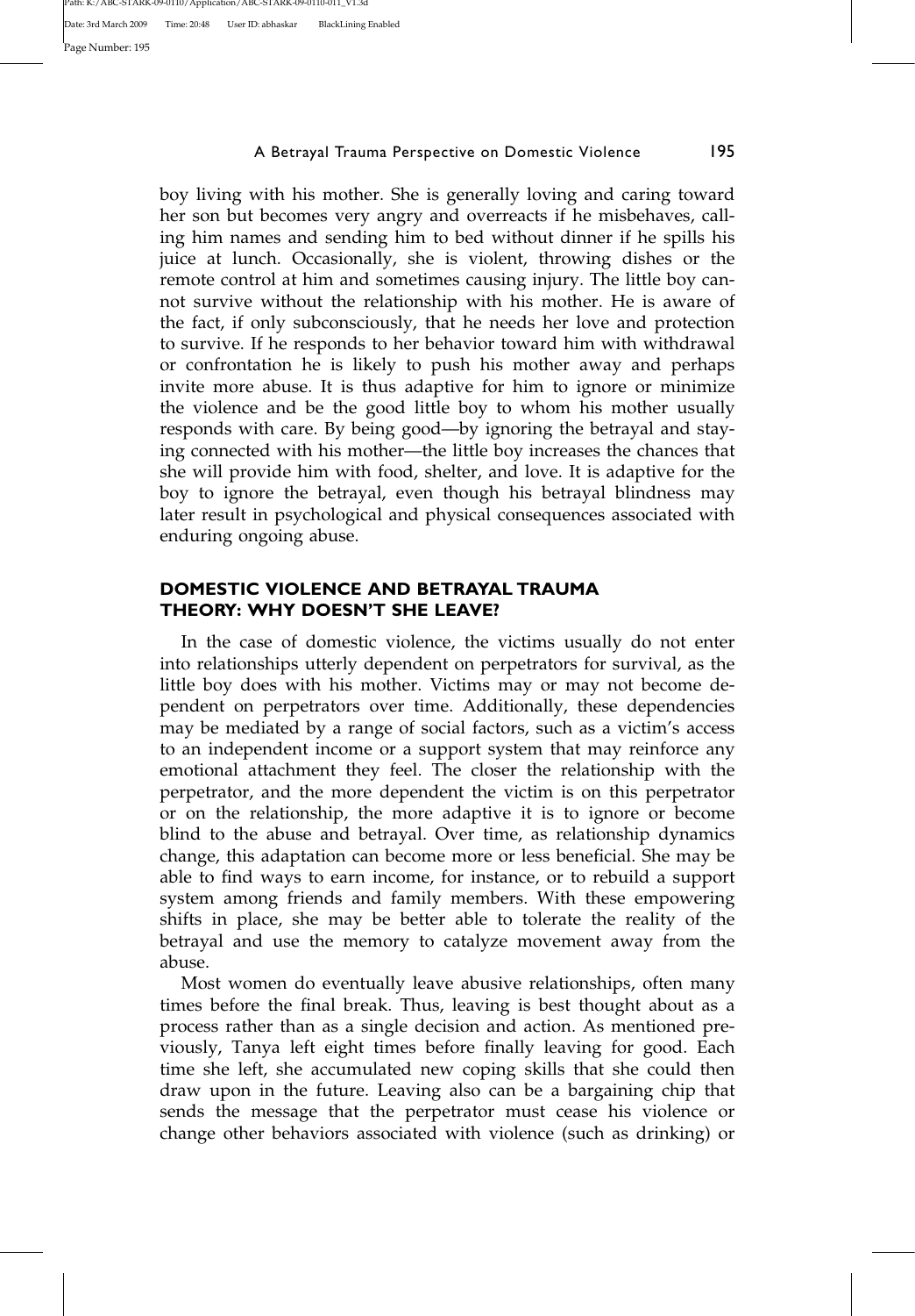boy living with his mother. She is generally loving and caring toward her son but becomes very angry and overreacts if he misbehaves, calling him names and sending him to bed without dinner if he spills his juice at lunch. Occasionally, she is violent, throwing dishes or the remote control at him and sometimes causing injury. The little boy cannot survive without the relationship with his mother. He is aware of the fact, if only subconsciously, that he needs her love and protection to survive. If he responds to her behavior toward him with withdrawal or confrontation he is likely to push his mother away and perhaps invite more abuse. It is thus adaptive for him to ignore or minimize the violence and be the good little boy to whom his mother usually responds with care. By being good—by ignoring the betrayal and staying connected with his mother—the little boy increases the chances that she will provide him with food, shelter, and love. It is adaptive for the boy to ignore the betrayal, even though his betrayal blindness may later result in psychological and physical consequences associated with enduring ongoing abuse.

## DOMESTIC VIOLENCE AND BETRAYAL TRAUMA THEORY: WHY DOESN'T SHE LEAVE?

In the case of domestic violence, the victims usually do not enter into relationships utterly dependent on perpetrators for survival, as the little boy does with his mother. Victims may or may not become dependent on perpetrators over time. Additionally, these dependencies may be mediated by a range of social factors, such as a victim's access to an independent income or a support system that may reinforce any emotional attachment they feel. The closer the relationship with the perpetrator, and the more dependent the victim is on this perpetrator or on the relationship, the more adaptive it is to ignore or become blind to the abuse and betrayal. Over time, as relationship dynamics change, this adaptation can become more or less beneficial. She may be able to find ways to earn income, for instance, or to rebuild a support system among friends and family members. With these empowering shifts in place, she may be better able to tolerate the reality of the betrayal and use the memory to catalyze movement away from the abuse.

Most women do eventually leave abusive relationships, often many times before the final break. Thus, leaving is best thought about as a process rather than as a single decision and action. As mentioned previously, Tanya left eight times before finally leaving for good. Each time she left, she accumulated new coping skills that she could then draw upon in the future. Leaving also can be a bargaining chip that sends the message that the perpetrator must cease his violence or change other behaviors associated with violence (such as drinking) or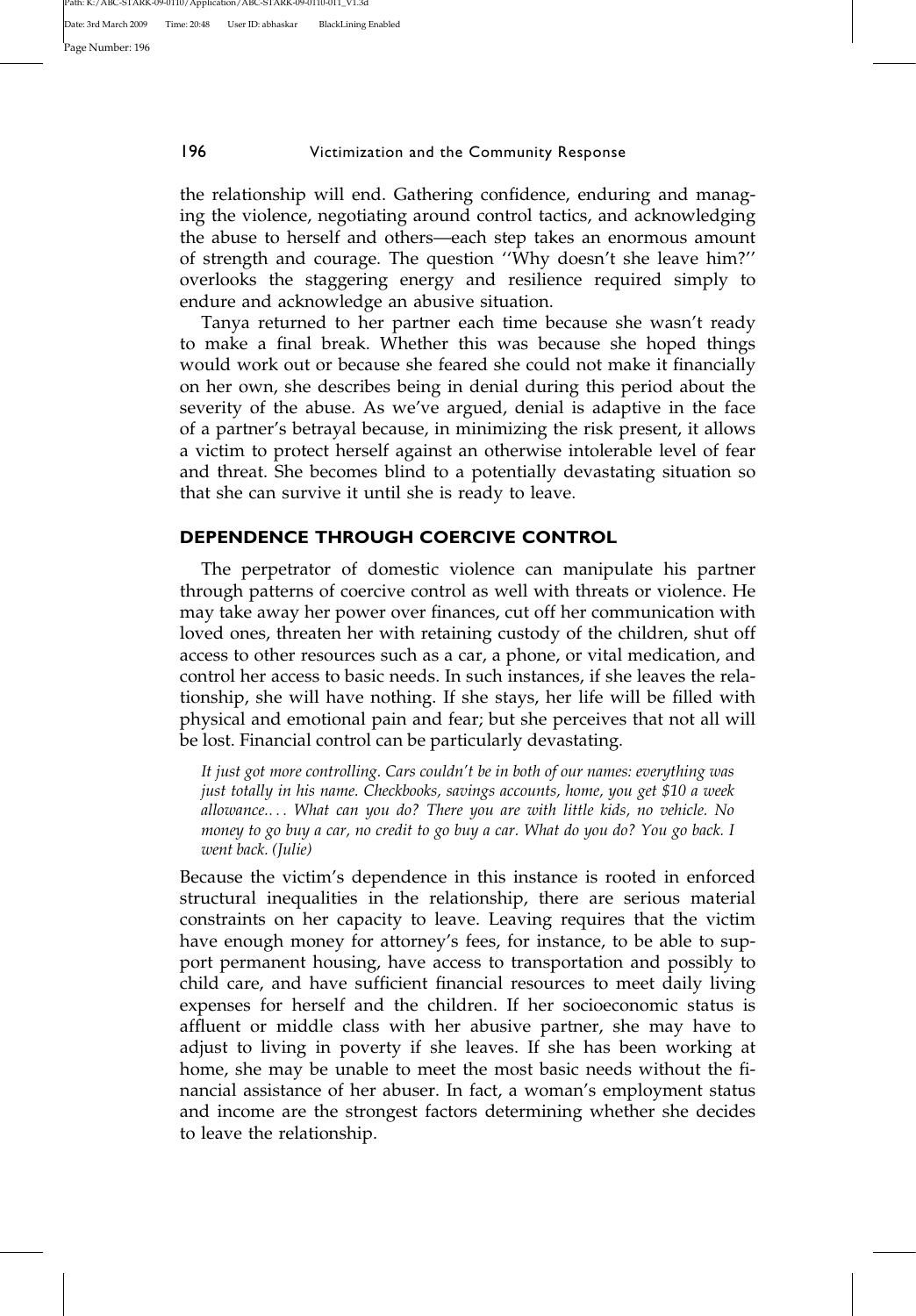the relationship will end. Gathering confidence, enduring and managing the violence, negotiating around control tactics, and acknowledging the abuse to herself and others—each step takes an enormous amount of strength and courage. The question ''Why doesn't she leave him?'' overlooks the staggering energy and resilience required simply to endure and acknowledge an abusive situation.

Tanya returned to her partner each time because she wasn't ready to make a final break. Whether this was because she hoped things would work out or because she feared she could not make it financially on her own, she describes being in denial during this period about the severity of the abuse. As we've argued, denial is adaptive in the face of a partner's betrayal because, in minimizing the risk present, it allows a victim to protect herself against an otherwise intolerable level of fear and threat. She becomes blind to a potentially devastating situation so that she can survive it until she is ready to leave.

## DEPENDENCE THROUGH COERCIVE CONTROL

The perpetrator of domestic violence can manipulate his partner through patterns of coercive control as well with threats or violence. He may take away her power over finances, cut off her communication with loved ones, threaten her with retaining custody of the children, shut off access to other resources such as a car, a phone, or vital medication, and control her access to basic needs. In such instances, if she leaves the relationship, she will have nothing. If she stays, her life will be filled with physical and emotional pain and fear; but she perceives that not all will be lost. Financial control can be particularly devastating.

> *It just got more controlling. Cars couldn't be in both of our names: everything was just totally in his name. Checkbooks, savings accounts, home, you get $10 a week allowance.... What can you do? There you are with little kids, no vehicle. No money to go buy a car, no credit to go buy a car. What do you do? You go back. I went back. (Julie)*

Because the victim's dependence in this instance is rooted in enforced structural inequalities in the relationship, there are serious material constraints on her capacity to leave. Leaving requires that the victim have enough money for attorney's fees, for instance, to be able to support permanent housing, have access to transportation and possibly to child care, and have sufficient financial resources to meet daily living expenses for herself and the children. If her socioeconomic status is affluent or middle class with her abusive partner, she may have to adjust to living in poverty if she leaves. If she has been working at home, she may be unable to meet the most basic needs without the financial assistance of her abuser. In fact, a woman's employment status and income are the strongest factors determining whether she decides to leave the relationship.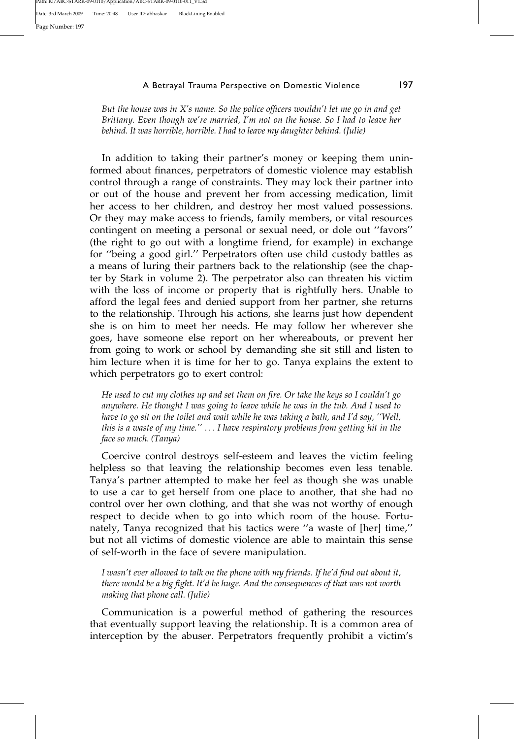*But the house was in X's name. So the police officers wouldn't let me go in and get Brittany. Even though we're married, I'm not on the house. So I had to leave her behind. It was horrible, horrible. I had to leave my daughter behind. (Julie)*

In addition to taking their partner's money or keeping them uninformed about finances, perpetrators of domestic violence may establish control through a range of constraints. They may lock their partner into or out of the house and prevent her from accessing medication, limit her access to her children, and destroy her most valued possessions. Or they may make access to friends, family members, or vital resources contingent on meeting a personal or sexual need, or dole out ''favors'' (the right to go out with a longtime friend, for example) in exchange for ''being a good girl.'' Perpetrators often use child custody battles as a means of luring their partners back to the relationship (see the chapter by Stark in volume 2). The perpetrator also can threaten his victim with the loss of income or property that is rightfully hers. Unable to afford the legal fees and denied support from her partner, she returns to the relationship. Through his actions, she learns just how dependent she is on him to meet her needs. He may follow her wherever she goes, have someone else report on her whereabouts, or prevent her from going to work or school by demanding she sit still and listen to him lecture when it is time for her to go. Tanya explains the extent to which perpetrators go to exert control:

*He used to cut my clothes up and set them on fire. Or take the keys so I couldn't go anywhere. He thought I was going to leave while he was in the tub. And I used to have to go sit on the toilet and wait while he was taking a bath, and I'd say, ''Well, this is a waste of my time.'' . . . I have respiratory problems from getting hit in the face so much. (Tanya)*

Coercive control destroys self-esteem and leaves the victim feeling helpless so that leaving the relationship becomes even less tenable. Tanya's partner attempted to make her feel as though she was unable to use a car to get herself from one place to another, that she had no control over her own clothing, and that she was not worthy of enough respect to decide when to go into which room of the house. Fortunately, Tanya recognized that his tactics were ''a waste of [her] time,'' but not all victims of domestic violence are able to maintain this sense of self-worth in the face of severe manipulation.

*I wasn't ever allowed to talk on the phone with my friends. If he'd find out about it, there would be a big fight. It'd be huge. And the consequences of that was not worth making that phone call. (Julie)*

Communication is a powerful method of gathering the resources that eventually support leaving the relationship. It is a common area of interception by the abuser. Perpetrators frequently prohibit a victim's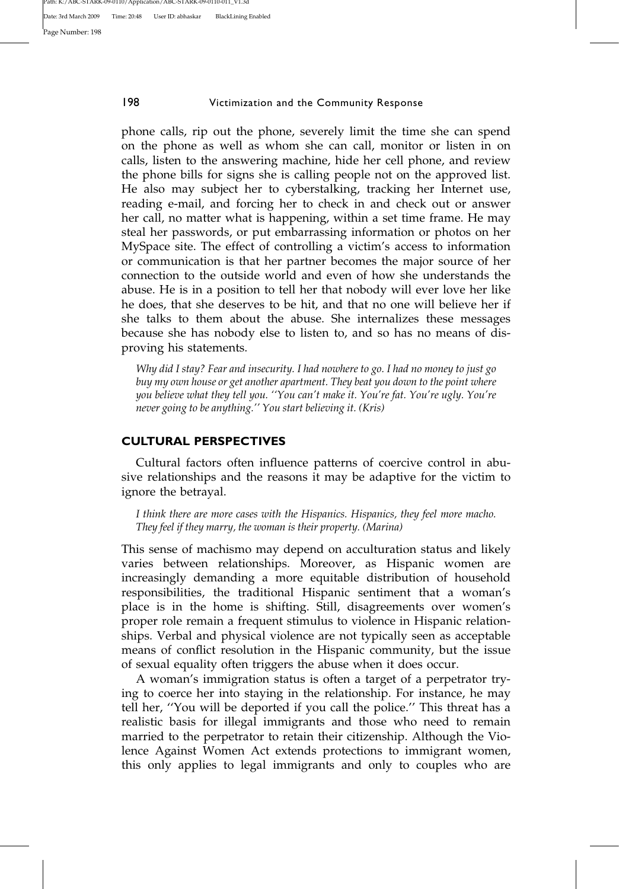phone calls, rip out the phone, severely limit the time she can spend on the phone as well as whom she can call, monitor or listen in on calls, listen to the answering machine, hide her cell phone, and review the phone bills for signs she is calling people not on the approved list. He also may subject her to cyberstalking, tracking her Internet use, reading e-mail, and forcing her to check in and check out or answer her call, no matter what is happening, within a set time frame. He may steal her passwords, or put embarrassing information or photos on her MySpace site. The effect of controlling a victim's access to information or communication is that her partner becomes the major source of her connection to the outside world and even of how she understands the abuse. He is in a position to tell her that nobody will ever love her like he does, that she deserves to be hit, and that no one will believe her if she talks to them about the abuse. She internalizes these messages because she has nobody else to listen to, and so has no means of disproving his statements.

> *Why did I stay? Fear and insecurity. I had nowhere to go. I had no money to just go buy my own house or get another apartment. They beat you down to the point where you believe what they tell you. ''You can't make it. You're fat. You're ugly. You're never going to be anything.'' You start believing it. (Kris)*

## CULTURAL PERSPECTIVES

Cultural factors often influence patterns of coercive control in abusive relationships and the reasons it may be adaptive for the victim to ignore the betrayal.

> *I think there are more cases with the Hispanics. Hispanics, they feel more macho. They feel if they marry, the woman is their property. (Marina)*

This sense of machismo may depend on acculturation status and likely varies between relationships. Moreover, as Hispanic women are increasingly demanding a more equitable distribution of household responsibilities, the traditional Hispanic sentiment that a woman's place is in the home is shifting. Still, disagreements over women's proper role remain a frequent stimulus to violence in Hispanic relationships. Verbal and physical violence are not typically seen as acceptable means of conflict resolution in the Hispanic community, but the issue of sexual equality often triggers the abuse when it does occur.

A woman's immigration status is often a target of a perpetrator trying to coerce her into staying in the relationship. For instance, he may tell her, ''You will be deported if you call the police.'' This threat has a realistic basis for illegal immigrants and those who need to remain married to the perpetrator to retain their citizenship. Although the Violence Against Women Act extends protections to immigrant women, this only applies to legal immigrants and only to couples who are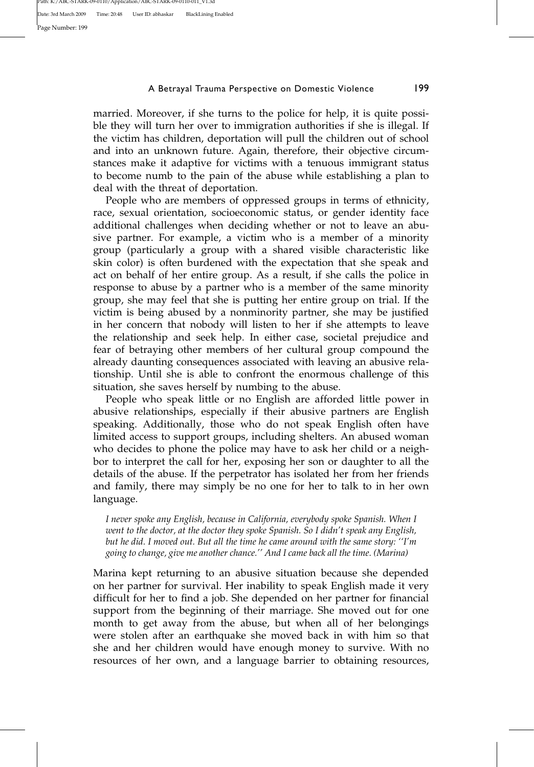married. Moreover, if she turns to the police for help, it is quite possible they will turn her over to immigration authorities if she is illegal. If the victim has children, deportation will pull the children out of school and into an unknown future. Again, therefore, their objective circumstances make it adaptive for victims with a tenuous immigrant status to become numb to the pain of the abuse while establishing a plan to deal with the threat of deportation.

People who are members of oppressed groups in terms of ethnicity, race, sexual orientation, socioeconomic status, or gender identity face additional challenges when deciding whether or not to leave an abusive partner. For example, a victim who is a member of a minority group (particularly a group with a shared visible characteristic like skin color) is often burdened with the expectation that she speak and act on behalf of her entire group. As a result, if she calls the police in response to abuse by a partner who is a member of the same minority group, she may feel that she is putting her entire group on trial. If the victim is being abused by a nonminority partner, she may be justified in her concern that nobody will listen to her if she attempts to leave the relationship and seek help. In either case, societal prejudice and fear of betraying other members of her cultural group compound the already daunting consequences associated with leaving an abusive relationship. Until she is able to confront the enormous challenge of this situation, she saves herself by numbing to the abuse.

People who speak little or no English are afforded little power in abusive relationships, especially if their abusive partners are English speaking. Additionally, those who do not speak English often have limited access to support groups, including shelters. An abused woman who decides to phone the police may have to ask her child or a neighbor to interpret the call for her, exposing her son or daughter to all the details of the abuse. If the perpetrator has isolated her from her friends and family, there may simply be no one for her to talk to in her own language.

> *I never spoke any English, because in California, everybody spoke Spanish. When I went to the doctor, at the doctor they spoke Spanish. So I didn't speak any English, but he did. I moved out. But all the time he came around with the same story: ''I'm going to change, give me another chance.'' And I came back all the time. (Marina)*

Marina kept returning to an abusive situation because she depended on her partner for survival. Her inability to speak English made it very difficult for her to find a job. She depended on her partner for financial support from the beginning of their marriage. She moved out for one month to get away from the abuse, but when all of her belongings were stolen after an earthquake she moved back in with him so that she and her children would have enough money to survive. With no resources of her own, and a language barrier to obtaining resources,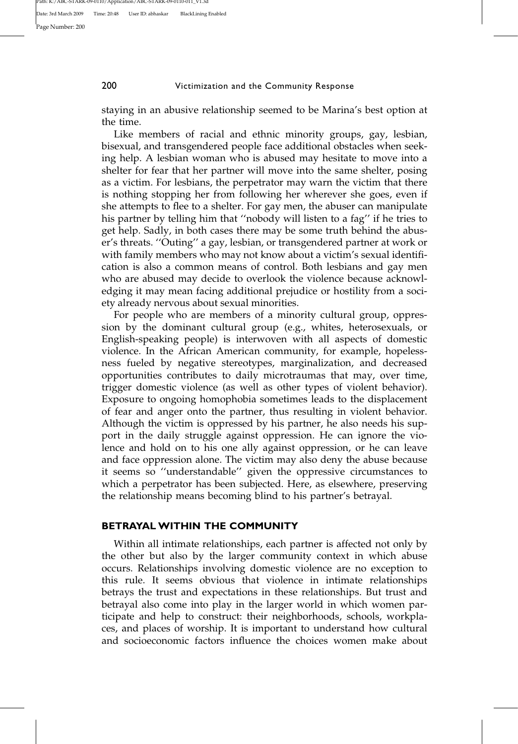staying in an abusive relationship seemed to be Marina's best option at the time.

Like members of racial and ethnic minority groups, gay, lesbian, bisexual, and transgendered people face additional obstacles when seeking help. A lesbian woman who is abused may hesitate to move into a shelter for fear that her partner will move into the same shelter, posing as a victim. For lesbians, the perpetrator may warn the victim that there is nothing stopping her from following her wherever she goes, even if she attempts to flee to a shelter. For gay men, the abuser can manipulate his partner by telling him that "nobody will listen to a fag" if he tries to get help. Sadly, in both cases there may be some truth behind the abuser's threats. "Outing" a gay, lesbian, or transgendered partner at work or with family members who may not know about a victim's sexual identification is also a common means of control. Both lesbians and gay men who are abused may decide to overlook the violence because acknowledging it may mean facing additional prejudice or hostility from a society already nervous about sexual minorities.

For people who are members of a minority cultural group, oppression by the dominant cultural group (e.g., whites, heterosexuals, or English-speaking people) is interwoven with all aspects of domestic violence. In the African American community, for example, hopelessness fueled by negative stereotypes, marginalization, and decreased opportunities contributes to daily microtraumas that may, over time, trigger domestic violence (as well as other types of violent behavior). Exposure to ongoing homophobia sometimes leads to the displacement of fear and anger onto the partner, thus resulting in violent behavior. Although the victim is oppressed by his partner, he also needs his support in the daily struggle against oppression. He can ignore the violence and hold on to his one ally against oppression, or he can leave and face oppression alone. The victim may also deny the abuse because it seems so "understandable" given the oppressive circumstances to which a perpetrator has been subjected. Here, as elsewhere, preserving the relationship means becoming blind to his partner's betrayal.

## BETRAYAL WITHIN THE COMMUNITY

Within all intimate relationships, each partner is affected not only by the other but also by the larger community context in which abuse occurs. Relationships involving domestic violence are no exception to this rule. It seems obvious that violence in intimate relationships betrays the trust and expectations in these relationships. But trust and betrayal also come into play in the larger world in which women participate and help to construct: their neighborhoods, schools, workplaces, and places of worship. It is important to understand how cultural and socioeconomic factors influence the choices women make about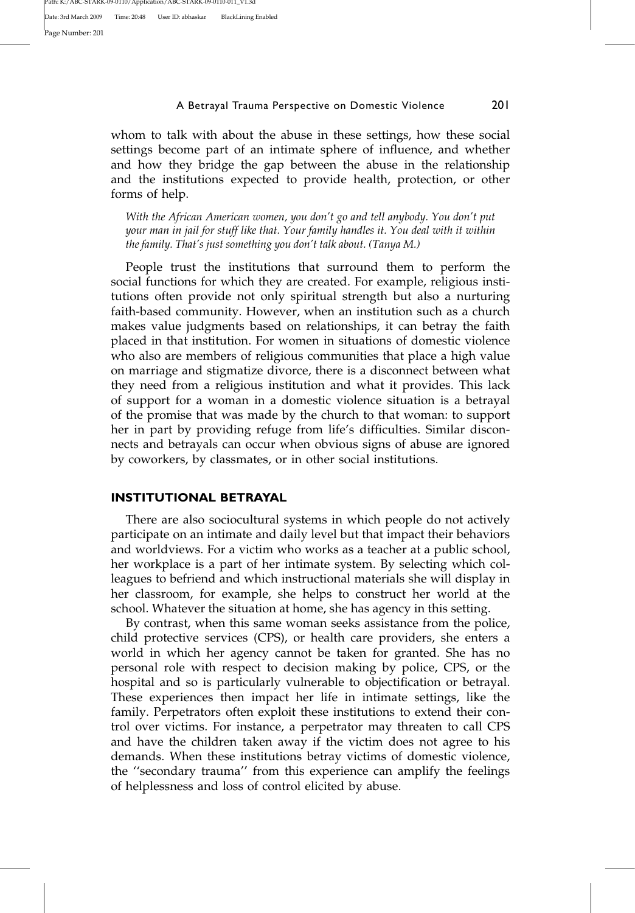whom to talk with about the abuse in these settings, how these social settings become part of an intimate sphere of influence, and whether and how they bridge the gap between the abuse in the relationship and the institutions expected to provide health, protection, or other forms of help.

> *With the African American women, you don't go and tell anybody. You don't put your man in jail for stuff like that. Your family handles it. You deal with it within the family. That's just something you don't talk about. (Tanya M.)*

People trust the institutions that surround them to perform the social functions for which they are created. For example, religious institutions often provide not only spiritual strength but also a nurturing faith-based community. However, when an institution such as a church makes value judgments based on relationships, it can betray the faith placed in that institution. For women in situations of domestic violence who also are members of religious communities that place a high value on marriage and stigmatize divorce, there is a disconnect between what they need from a religious institution and what it provides. This lack of support for a woman in a domestic violence situation is a betrayal of the promise that was made by the church to that woman: to support her in part by providing refuge from life's difficulties. Similar disconnects and betrayals can occur when obvious signs of abuse are ignored by coworkers, by classmates, or in other social institutions.

## INSTITUTIONAL BETRAYAL

There are also sociocultural systems in which people do not actively participate on an intimate and daily level but that impact their behaviors and worldviews. For a victim who works as a teacher at a public school, her workplace is a part of her intimate system. By selecting which colleagues to befriend and which instructional materials she will display in her classroom, for example, she helps to construct her world at the school. Whatever the situation at home, she has agency in this setting.

By contrast, when this same woman seeks assistance from the police, child protective services (CPS), or health care providers, she enters a world in which her agency cannot be taken for granted. She has no personal role with respect to decision making by police, CPS, or the hospital and so is particularly vulnerable to objectification or betrayal. These experiences then impact her life in intimate settings, like the family. Perpetrators often exploit these institutions to extend their control over victims. For instance, a perpetrator may threaten to call CPS and have the children taken away if the victim does not agree to his demands. When these institutions betray victims of domestic violence, the ''secondary trauma'' from this experience can amplify the feelings of helplessness and loss of control elicited by abuse.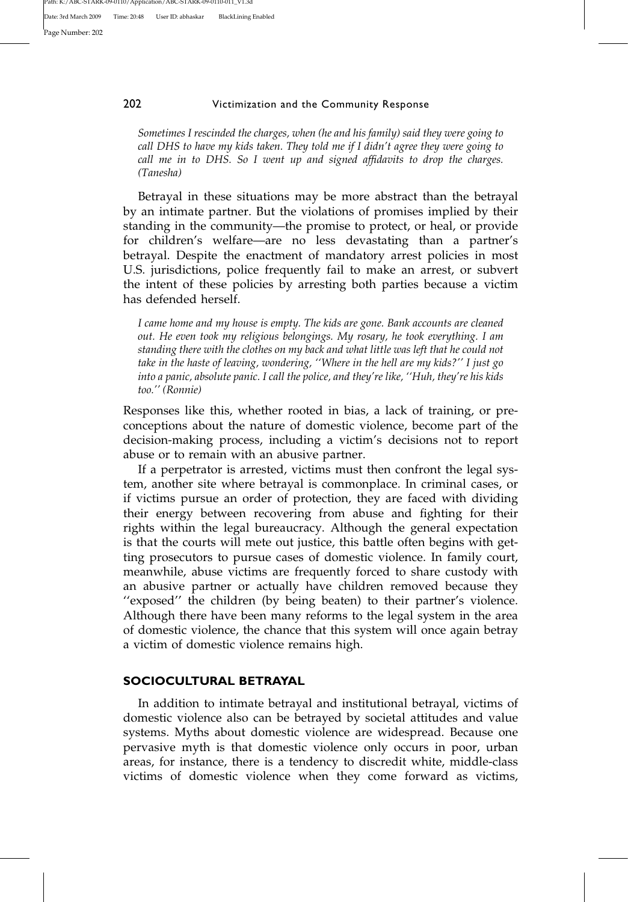*Sometimes I rescinded the charges, when (he and his family) said they were going to call DHS to have my kids taken. They told me if I didn't agree they were going to call me in to DHS. So I went up and signed affidavits to drop the charges. (Tanesha)*

Betrayal in these situations may be more abstract than the betrayal by an intimate partner. But the violations of promises implied by their standing in the community—the promise to protect, or heal, or provide for children's welfare—are no less devastating than a partner's betrayal. Despite the enactment of mandatory arrest policies in most U.S. jurisdictions, police frequently fail to make an arrest, or subvert the intent of these policies by arresting both parties because a victim has defended herself.

*I came home and my house is empty. The kids are gone. Bank accounts are cleaned out. He even took my religious belongings. My rosary, he took everything. I am standing there with the clothes on my back and what little was left that he could not take in the haste of leaving, wondering, ''Where in the hell are my kids?'' I just go into a panic, absolute panic. I call the police, and they're like, ''Huh, they're his kids too.'' (Ronnie)*

Responses like this, whether rooted in bias, a lack of training, or preconceptions about the nature of domestic violence, become part of the decision-making process, including a victim's decisions not to report abuse or to remain with an abusive partner.

If a perpetrator is arrested, victims must then confront the legal system, another site where betrayal is commonplace. In criminal cases, or if victims pursue an order of protection, they are faced with dividing their energy between recovering from abuse and fighting for their rights within the legal bureaucracy. Although the general expectation is that the courts will mete out justice, this battle often begins with getting prosecutors to pursue cases of domestic violence. In family court, meanwhile, abuse victims are frequently forced to share custody with an abusive partner or actually have children removed because they ''exposed'' the children (by being beaten) to their partner's violence. Although there have been many reforms to the legal system in the area of domestic violence, the chance that this system will once again betray a victim of domestic violence remains high.

## SOCIOCULTURAL BETRAYAL

In addition to intimate betrayal and institutional betrayal, victims of domestic violence also can be betrayed by societal attitudes and value systems. Myths about domestic violence are widespread. Because one pervasive myth is that domestic violence only occurs in poor, urban areas, for instance, there is a tendency to discredit white, middle-class victims of domestic violence when they come forward as victims,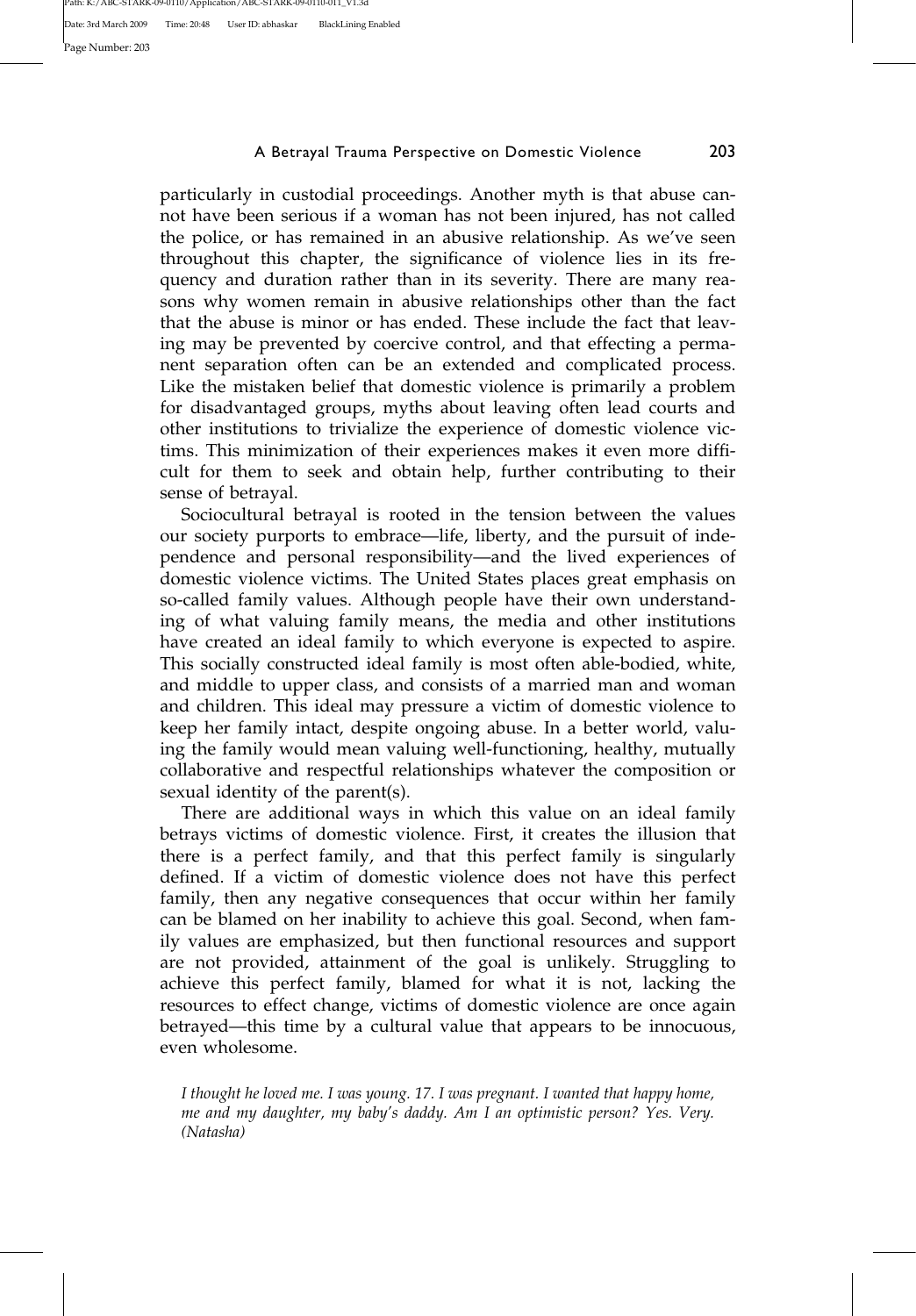particularly in custodial proceedings. Another myth is that abuse cannot have been serious if a woman has not been injured, has not called the police, or has remained in an abusive relationship. As we've seen throughout this chapter, the significance of violence lies in its frequency and duration rather than in its severity. There are many reasons why women remain in abusive relationships other than the fact that the abuse is minor or has ended. These include the fact that leaving may be prevented by coercive control, and that effecting a permanent separation often can be an extended and complicated process. Like the mistaken belief that domestic violence is primarily a problem for disadvantaged groups, myths about leaving often lead courts and other institutions to trivialize the experience of domestic violence victims. This minimization of their experiences makes it even more difficult for them to seek and obtain help, further contributing to their sense of betrayal.

Sociocultural betrayal is rooted in the tension between the values our society purports to embrace—life, liberty, and the pursuit of independence and personal responsibility—and the lived experiences of domestic violence victims. The United States places great emphasis on so-called family values. Although people have their own understanding of what valuing family means, the media and other institutions have created an ideal family to which everyone is expected to aspire. This socially constructed ideal family is most often able-bodied, white, and middle to upper class, and consists of a married man and woman and children. This ideal may pressure a victim of domestic violence to keep her family intact, despite ongoing abuse. In a better world, valuing the family would mean valuing well-functioning, healthy, mutually collaborative and respectful relationships whatever the composition or sexual identity of the parent(s).

There are additional ways in which this value on an ideal family betrays victims of domestic violence. First, it creates the illusion that there is a perfect family, and that this perfect family is singularly defined. If a victim of domestic violence does not have this perfect family, then any negative consequences that occur within her family can be blamed on her inability to achieve this goal. Second, when family values are emphasized, but then functional resources and support are not provided, attainment of the goal is unlikely. Struggling to achieve this perfect family, blamed for what it is not, lacking the resources to effect change, victims of domestic violence are once again betrayed—this time by a cultural value that appears to be innocuous, even wholesome.

*I thought he loved me. I was young. 17. I was pregnant. I wanted that happy home, me and my daughter, my baby's daddy. Am I an optimistic person? Yes. Very. (Natasha)*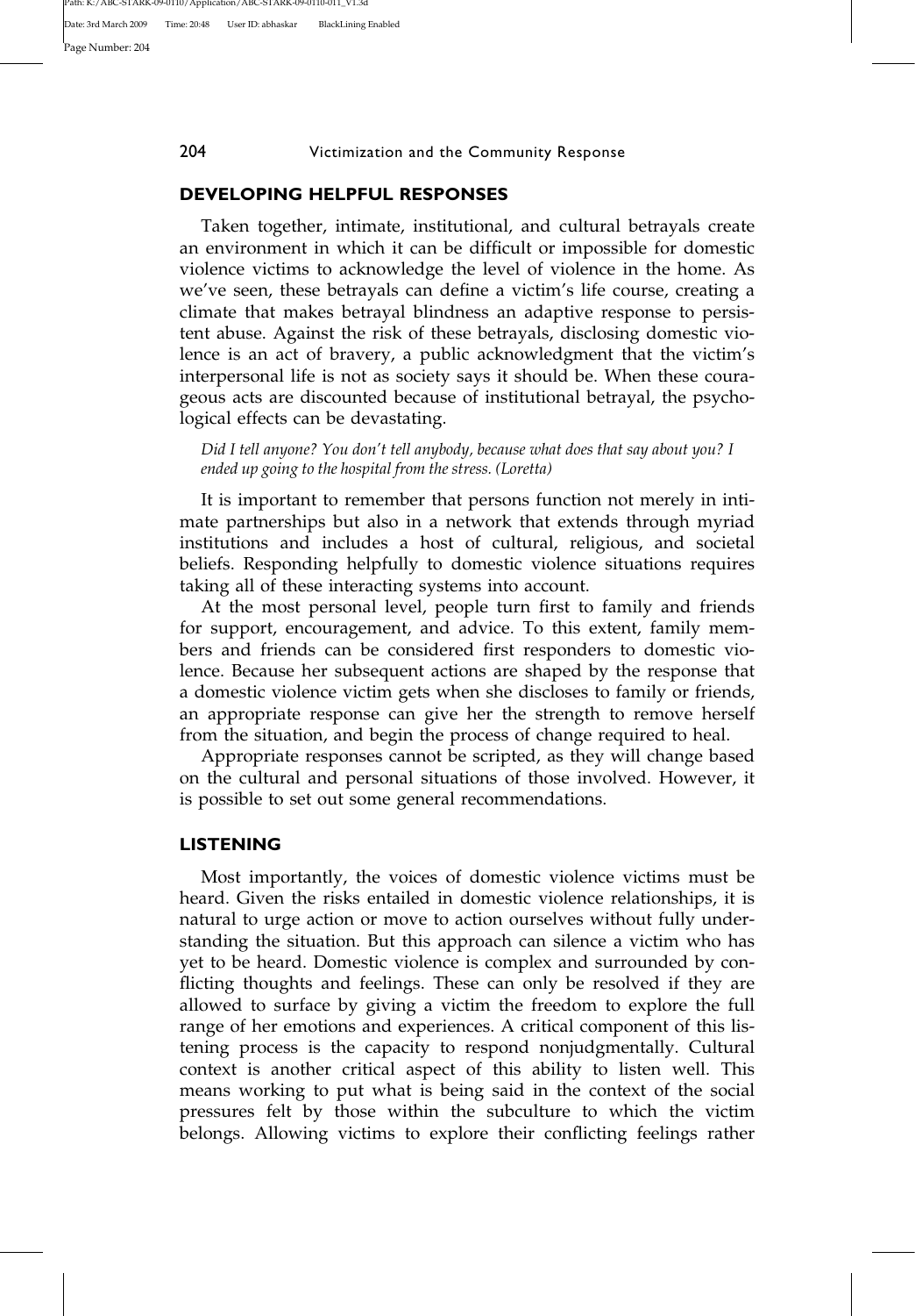## DEVELOPING HELPFUL RESPONSES

Taken together, intimate, institutional, and cultural betrayals create an environment in which it can be difficult or impossible for domestic violence victims to acknowledge the level of violence in the home. As we've seen, these betrayals can define a victim's life course, creating a climate that makes betrayal blindness an adaptive response to persistent abuse. Against the risk of these betrayals, disclosing domestic violence is an act of bravery, a public acknowledgment that the victim's interpersonal life is not as society says it should be. When these courageous acts are discounted because of institutional betrayal, the psychological effects can be devastating.

> *Did I tell anyone? You don't tell anybody, because what does that say about you? I ended up going to the hospital from the stress. (Loretta)*

It is important to remember that persons function not merely in intimate partnerships but also in a network that extends through myriad institutions and includes a host of cultural, religious, and societal beliefs. Responding helpfully to domestic violence situations requires taking all of these interacting systems into account.

At the most personal level, people turn first to family and friends for support, encouragement, and advice. To this extent, family members and friends can be considered first responders to domestic violence. Because her subsequent actions are shaped by the response that a domestic violence victim gets when she discloses to family or friends, an appropriate response can give her the strength to remove herself from the situation, and begin the process of change required to heal.

Appropriate responses cannot be scripted, as they will change based on the cultural and personal situations of those involved. However, it is possible to set out some general recommendations.

## LISTENING

Most importantly, the voices of domestic violence victims must be heard. Given the risks entailed in domestic violence relationships, it is natural to urge action or move to action ourselves without fully understanding the situation. But this approach can silence a victim who has yet to be heard. Domestic violence is complex and surrounded by conflicting thoughts and feelings. These can only be resolved if they are allowed to surface by giving a victim the freedom to explore the full range of her emotions and experiences. A critical component of this listening process is the capacity to respond nonjudgmentally. Cultural context is another critical aspect of this ability to listen well. This means working to put what is being said in the context of the social pressures felt by those within the subculture to which the victim belongs. Allowing victims to explore their conflicting feelings rather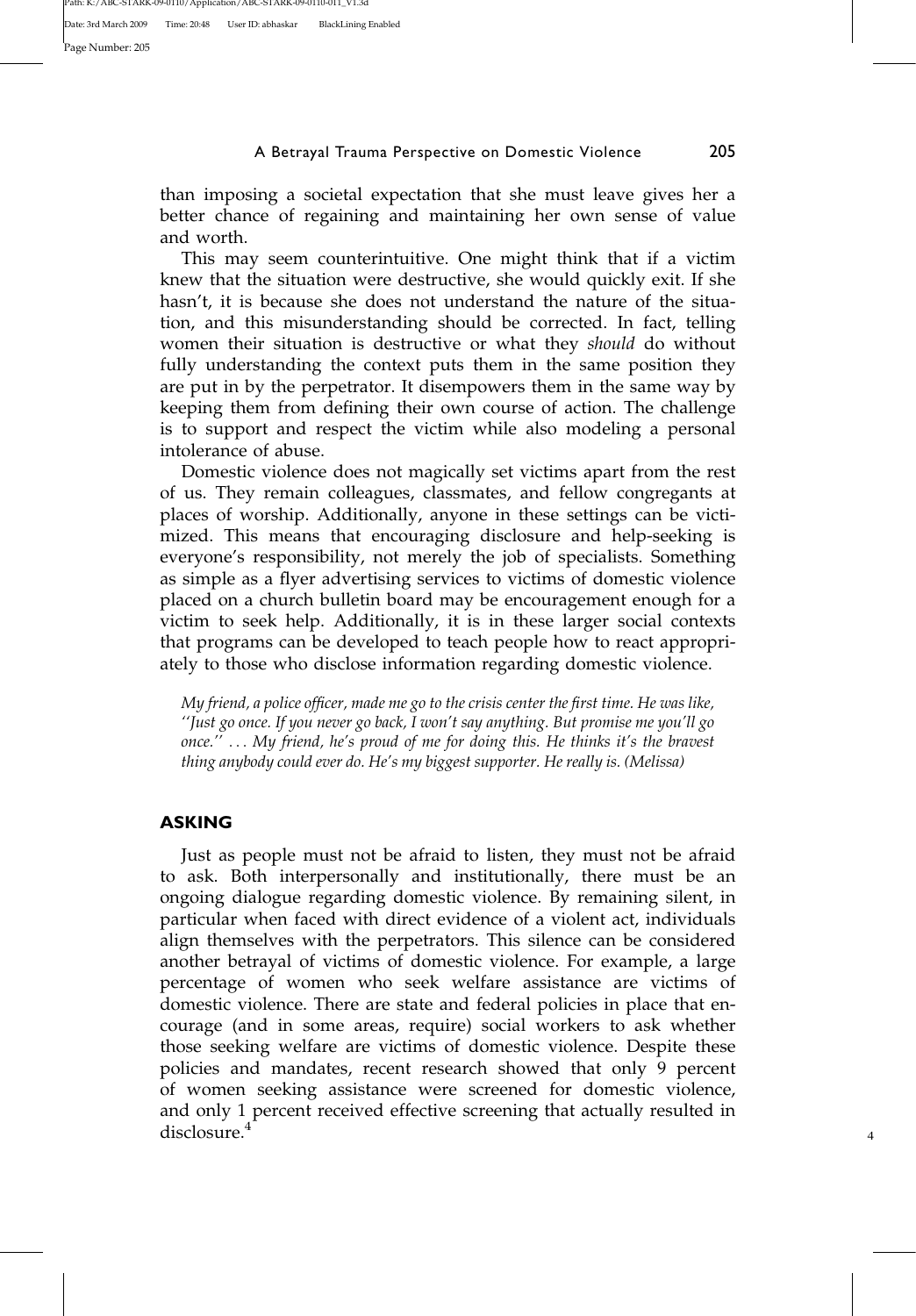than imposing a societal expectation that she must leave gives her a better chance of regaining and maintaining her own sense of value and worth.

This may seem counterintuitive. One might think that if a victim knew that the situation were destructive, she would quickly exit. If she hasn't, it is because she does not understand the nature of the situation, and this misunderstanding should be corrected. In fact, telling women their situation is destructive or what they *should* do without fully understanding the context puts them in the same position they are put in by the perpetrator. It disempowers them in the same way by keeping them from defining their own course of action. The challenge is to support and respect the victim while also modeling a personal intolerance of abuse.

Domestic violence does not magically set victims apart from the rest of us. They remain colleagues, classmates, and fellow congregants at places of worship. Additionally, anyone in these settings can be victimized. This means that encouraging disclosure and help-seeking is everyone's responsibility, not merely the job of specialists. Something as simple as a flyer advertising services to victims of domestic violence placed on a church bulletin board may be encouragement enough for a victim to seek help. Additionally, it is in these larger social contexts that programs can be developed to teach people how to react appropriately to those who disclose information regarding domestic violence.

*My friend, a police officer, made me go to the crisis center the first time. He was like, ''Just go once. If you never go back, I won't say anything. But promise me you'll go once.'' . . . My friend, he's proud of me for doing this. He thinks it's the bravest thing anybody could ever do. He's my biggest supporter. He really is. (Melissa)*

## ASKING

Just as people must not be afraid to listen, they must not be afraid to ask. Both interpersonally and institutionally, there must be an ongoing dialogue regarding domestic violence. By remaining silent, in particular when faced with direct evidence of a violent act, individuals align themselves with the perpetrators. This silence can be considered another betrayal of victims of domestic violence. For example, a large percentage of women who seek welfare assistance are victims of domestic violence. There are state and federal policies in place that encourage (and in some areas, require) social workers to ask whether those seeking welfare are victims of domestic violence. Despite these policies and mandates, recent research showed that only 9 percent of women seeking assistance were screened for domestic violence, and only 1 percent received effective screening that actually resulted in disclosure.[4]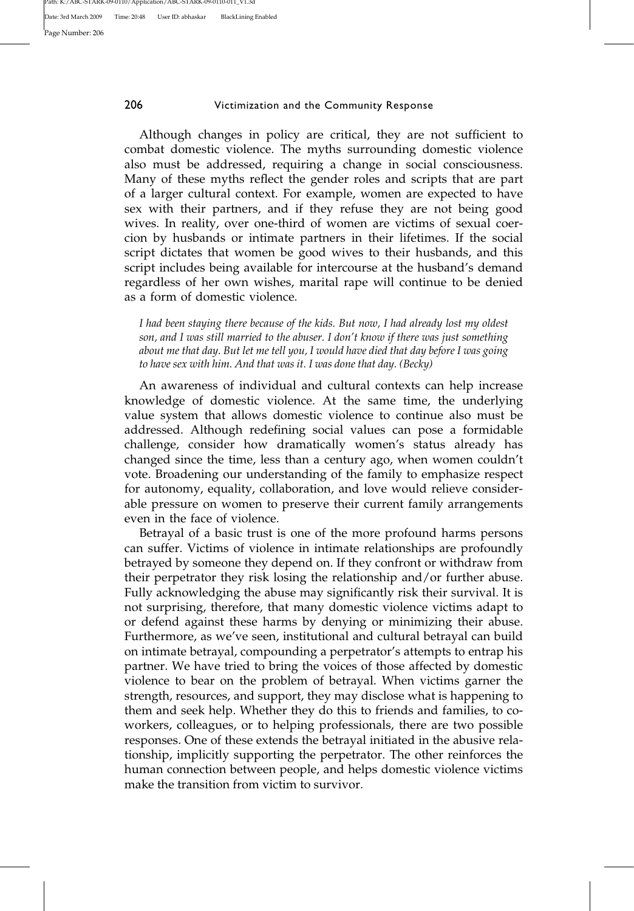Although changes in policy are critical, they are not sufficient to combat domestic violence. The myths surrounding domestic violence also must be addressed, requiring a change in social consciousness. Many of these myths reflect the gender roles and scripts that are part of a larger cultural context. For example, women are expected to have sex with their partners, and if they refuse they are not being good wives. In reality, over one-third of women are victims of sexual coercion by husbands or intimate partners in their lifetimes. If the social script dictates that women be good wives to their husbands, and this script includes being available for intercourse at the husband's demand regardless of her own wishes, marital rape will continue to be denied as a form of domestic violence.

> *I had been staying there because of the kids. But now, I had already lost my oldest son, and I was still married to the abuser. I don't know if there was just something about me that day. But let me tell you, I would have died that day before I was going to have sex with him. And that was it. I was done that day. (Becky)*

An awareness of individual and cultural contexts can help increase knowledge of domestic violence. At the same time, the underlying value system that allows domestic violence to continue also must be addressed. Although redefining social values can pose a formidable challenge, consider how dramatically women's status already has changed since the time, less than a century ago, when women couldn't vote. Broadening our understanding of the family to emphasize respect for autonomy, equality, collaboration, and love would relieve considerable pressure on women to preserve their current family arrangements even in the face of violence.

Betrayal of a basic trust is one of the more profound harms persons can suffer. Victims of violence in intimate relationships are profoundly betrayed by someone they depend on. If they confront or withdraw from their perpetrator they risk losing the relationship and/or further abuse. Fully acknowledging the abuse may significantly risk their survival. It is not surprising, therefore, that many domestic violence victims adapt to or defend against these harms by denying or minimizing their abuse. Furthermore, as we've seen, institutional and cultural betrayal can build on intimate betrayal, compounding a perpetrator's attempts to entrap his partner. We have tried to bring the voices of those affected by domestic violence to bear on the problem of betrayal. When victims garner the strength, resources, and support, they may disclose what is happening to them and seek help. Whether they do this to friends and families, to co-workers, colleagues, or to helping professionals, there are two possible responses. One of these extends the betrayal initiated in the abusive relationship, implicitly supporting the perpetrator. The other reinforces the human connection between people, and helps domestic violence victims make the transition from victim to survivor.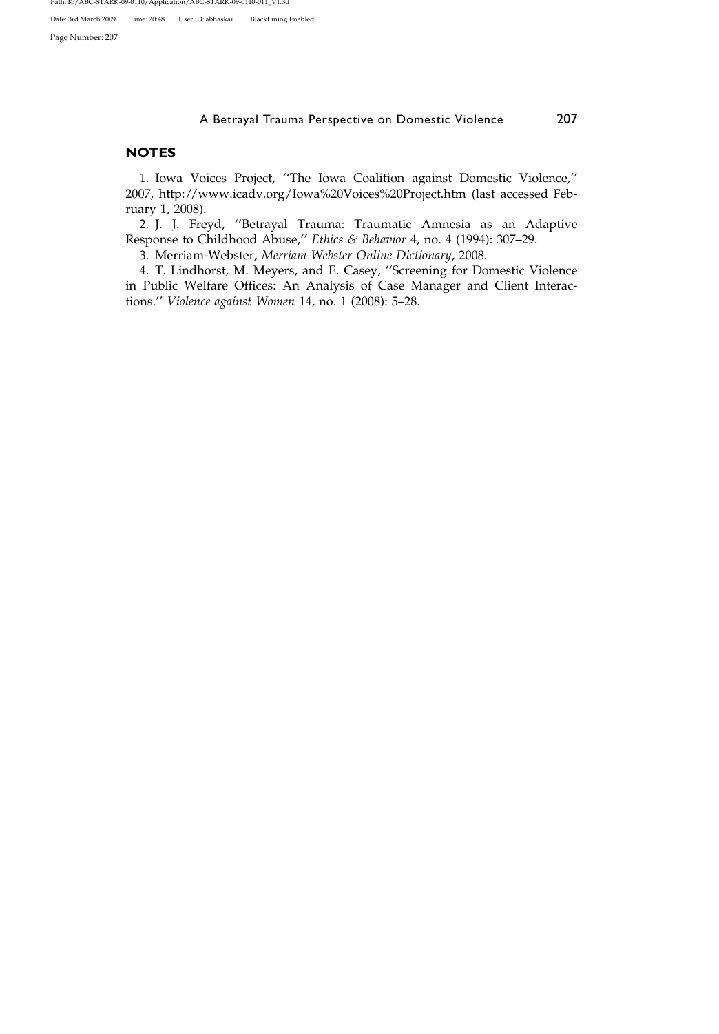## NOTES

1. Iowa Voices Project, ''The Iowa Coalition against Domestic Violence,'' 2007, http://www.icadv.org/Iowa%20Voices%20Project.htm (last accessed February 1, 2008).

2. J. J. Freyd, ''Betrayal Trauma: Traumatic Amnesia as an Adaptive Response to Childhood Abuse,'' *Ethics & Behavior* 4, no. 4 (1994): 307–29.

3. Merriam-Webster, *Merriam-Webster Online Dictionary*, 2008.

4. T. Lindhorst, M. Meyers, and E. Casey, ''Screening for Domestic Violence in Public Welfare Offices: An Analysis of Case Manager and Client Interactions.'' *Violence against Women* 14, no. 1 (2008): 5–28.